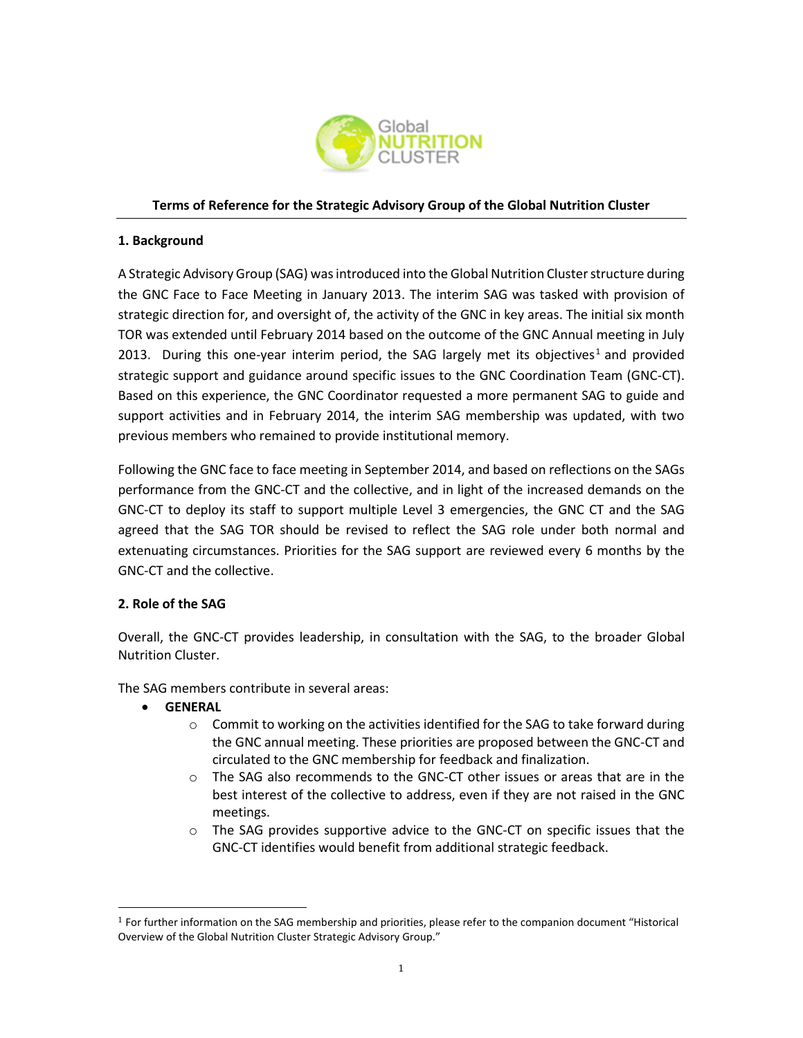# Terms of Reference for the Strategic Advisory Group of the Global Nutrition Cluster

## 1. Background

A Strategic Advisory Group (SAG) was introduced into the Global Nutrition Cluster structure during the GNC Face to Face Meeting in January 2013. The interim SAG was tasked with provision of strategic direction for, and oversight of, the activity of the GNC in key areas. The initial six month TOR was extended until February 2014 based on the outcome of the GNC Annual meeting in July 2013. During this one-year interim period, the SAG largely met its objectives[1] and provided strategic support and guidance around specific issues to the GNC Coordination Team (GNC-CT). Based on this experience, the GNC Coordinator requested a more permanent SAG to guide and support activities and in February 2014, the interim SAG membership was updated, with two previous members who remained to provide institutional memory.

Following the GNC face to face meeting in September 2014, and based on reflections on the SAGs performance from the GNC-CT and the collective, and in light of the increased demands on the GNC-CT to deploy its staff to support multiple Level 3 emergencies, the GNC CT and the SAG agreed that the SAG TOR should be revised to reflect the SAG role under both normal and extenuating circumstances. Priorities for the SAG support are reviewed every 6 months by the GNC-CT and the collective.

## 2. Role of the SAG

Overall, the GNC-CT provides leadership, in consultation with the SAG, to the broader Global Nutrition Cluster.

The SAG members contribute in several areas:

- **GENERAL**
    - Commit to working on the activities identified for the SAG to take forward during the GNC annual meeting. These priorities are proposed between the GNC-CT and circulated to the GNC membership for feedback and finalization.
    - The SAG also recommends to the GNC-CT other issues or areas that are in the best interest of the collective to address, even if they are not raised in the GNC meetings.
    - The SAG provides supportive advice to the GNC-CT on specific issues that the GNC-CT identifies would benefit from additional strategic feedback.

[1] For further information on the SAG membership and priorities, please refer to the companion document "Historical Overview of the Global Nutrition Cluster Strategic Advisory Group."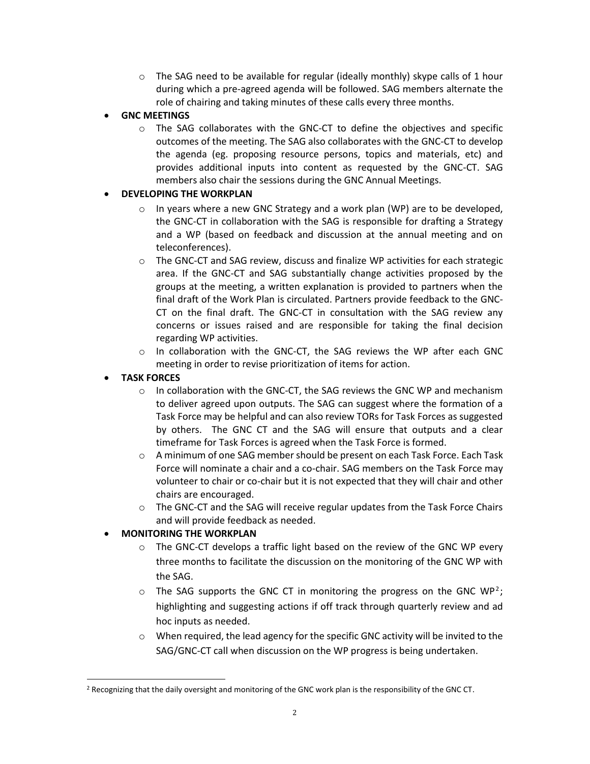- The SAG need to be available for regular (ideally monthly) skype calls of 1 hour during which a pre-agreed agenda will be followed. SAG members alternate the role of chairing and taking minutes of these calls every three months.

- **GNC MEETINGS**
  - The SAG collaborates with the GNC-CT to define the objectives and specific outcomes of the meeting. The SAG also collaborates with the GNC-CT to develop the agenda (eg. proposing resource persons, topics and materials, etc) and provides additional inputs into content as requested by the GNC-CT. SAG members also chair the sessions during the GNC Annual Meetings.

- **DEVELOPING THE WORKPLAN**
  - In years where a new GNC Strategy and a work plan (WP) are to be developed, the GNC-CT in collaboration with the SAG is responsible for drafting a Strategy and a WP (based on feedback and discussion at the annual meeting and on teleconferences).
  - The GNC-CT and SAG review, discuss and finalize WP activities for each strategic area. If the GNC-CT and SAG substantially change activities proposed by the groups at the meeting, a written explanation is provided to partners when the final draft of the Work Plan is circulated. Partners provide feedback to the GNC-CT on the final draft. The GNC-CT in consultation with the SAG review any concerns or issues raised and are responsible for taking the final decision regarding WP activities.
  - In collaboration with the GNC-CT, the SAG reviews the WP after each GNC meeting in order to revise prioritization of items for action.

- **TASK FORCES**
  - In collaboration with the GNC-CT, the SAG reviews the GNC WP and mechanism to deliver agreed upon outputs. The SAG can suggest where the formation of a Task Force may be helpful and can also review TORs for Task Forces as suggested by others. The GNC CT and the SAG will ensure that outputs and a clear timeframe for Task Forces is agreed when the Task Force is formed.
  - A minimum of one SAG member should be present on each Task Force. Each Task Force will nominate a chair and a co-chair. SAG members on the Task Force may volunteer to chair or co-chair but it is not expected that they will chair and other chairs are encouraged.
  - The GNC-CT and the SAG will receive regular updates from the Task Force Chairs and will provide feedback as needed.

- **MONITORING THE WORKPLAN**
  - The GNC-CT develops a traffic light based on the review of the GNC WP every three months to facilitate the discussion on the monitoring of the GNC WP with the SAG.
  - The SAG supports the GNC CT in monitoring the progress on the GNC WP[2]; highlighting and suggesting actions if off track through quarterly review and ad hoc inputs as needed.
  - When required, the lead agency for the specific GNC activity will be invited to the SAG/GNC-CT call when discussion on the WP progress is being undertaken.

[2] Recognizing that the daily oversight and monitoring of the GNC work plan is the responsibility of the GNC CT.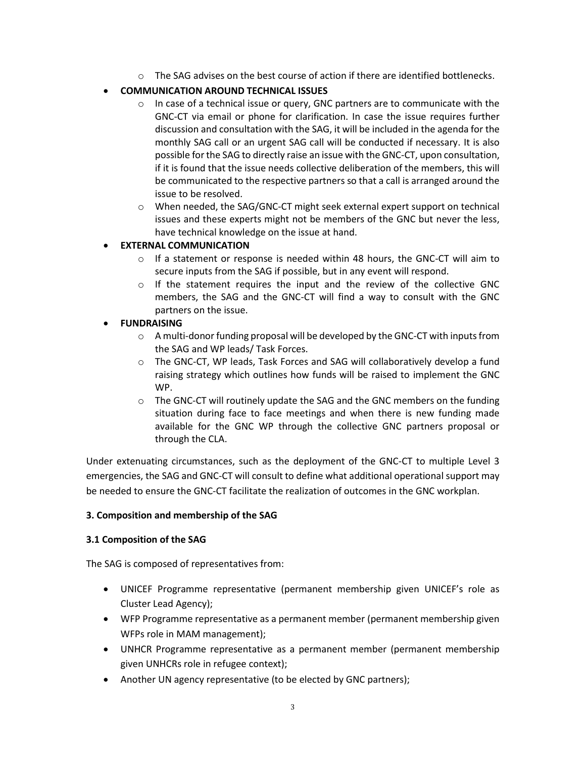- The SAG advises on the best course of action if there are identified bottlenecks.

- **COMMUNICATION AROUND TECHNICAL ISSUES**
  - In case of a technical issue or query, GNC partners are to communicate with the GNC-CT via email or phone for clarification. In case the issue requires further discussion and consultation with the SAG, it will be included in the agenda for the monthly SAG call or an urgent SAG call will be conducted if necessary. It is also possible for the SAG to directly raise an issue with the GNC-CT, upon consultation, if it is found that the issue needs collective deliberation of the members, this will be communicated to the respective partners so that a call is arranged around the issue to be resolved.
  - When needed, the SAG/GNC-CT might seek external expert support on technical issues and these experts might not be members of the GNC but never the less, have technical knowledge on the issue at hand.

- **EXTERNAL COMMUNICATION**
  - If a statement or response is needed within 48 hours, the GNC-CT will aim to secure inputs from the SAG if possible, but in any event will respond.
  - If the statement requires the input and the review of the collective GNC members, the SAG and the GNC-CT will find a way to consult with the GNC partners on the issue.

- **FUNDRAISING**
  - A multi-donor funding proposal will be developed by the GNC-CT with inputs from the SAG and WP leads/ Task Forces.
  - The GNC-CT, WP leads, Task Forces and SAG will collaboratively develop a fund raising strategy which outlines how funds will be raised to implement the GNC WP.
  - The GNC-CT will routinely update the SAG and the GNC members on the funding situation during face to face meetings and when there is new funding made available for the GNC WP through the collective GNC partners proposal or through the CLA.

Under extenuating circumstances, such as the deployment of the GNC-CT to multiple Level 3 emergencies, the SAG and GNC-CT will consult to define what additional operational support may be needed to ensure the GNC-CT facilitate the realization of outcomes in the GNC workplan.

## 3. Composition and membership of the SAG

### 3.1 Composition of the SAG

The SAG is composed of representatives from:

- UNICEF Programme representative (permanent membership given UNICEF's role as Cluster Lead Agency);
- WFP Programme representative as a permanent member (permanent membership given WFPs role in MAM management);
- UNHCR Programme representative as a permanent member (permanent membership given UNHCRs role in refugee context);
- Another UN agency representative (to be elected by GNC partners);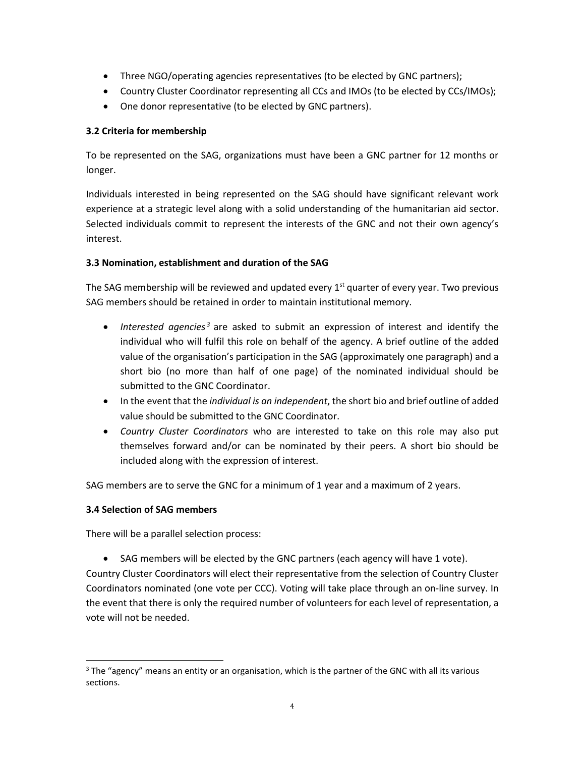- Three NGO/operating agencies representatives (to be elected by GNC partners);
- Country Cluster Coordinator representing all CCs and IMOs (to be elected by CCs/IMOs);
- One donor representative (to be elected by GNC partners).

**3.2 Criteria for membership**

To be represented on the SAG, organizations must have been a GNC partner for 12 months or longer.

Individuals interested in being represented on the SAG should have significant relevant work experience at a strategic level along with a solid understanding of the humanitarian aid sector. Selected individuals commit to represent the interests of the GNC and not their own agency's interest.

**3.3 Nomination, establishment and duration of the SAG**

The SAG membership will be reviewed and updated every 1st quarter of every year. Two previous SAG members should be retained in order to maintain institutional memory.

- *Interested agencies*[3] are asked to submit an expression of interest and identify the individual who will fulfil this role on behalf of the agency. A brief outline of the added value of the organisation's participation in the SAG (approximately one paragraph) and a short bio (no more than half of one page) of the nominated individual should be submitted to the GNC Coordinator.
- In the event that the *individual is an independent*, the short bio and brief outline of added value should be submitted to the GNC Coordinator.
- *Country Cluster Coordinators* who are interested to take on this role may also put themselves forward and/or can be nominated by their peers. A short bio should be included along with the expression of interest.

SAG members are to serve the GNC for a minimum of 1 year and a maximum of 2 years.

**3.4 Selection of SAG members**

There will be a parallel selection process:

- SAG members will be elected by the GNC partners (each agency will have 1 vote).

Country Cluster Coordinators will elect their representative from the selection of Country Cluster Coordinators nominated (one vote per CCC). Voting will take place through an on-line survey. In the event that there is only the required number of volunteers for each level of representation, a vote will not be needed.

[3] The "agency" means an entity or an organisation, which is the partner of the GNC with all its various sections.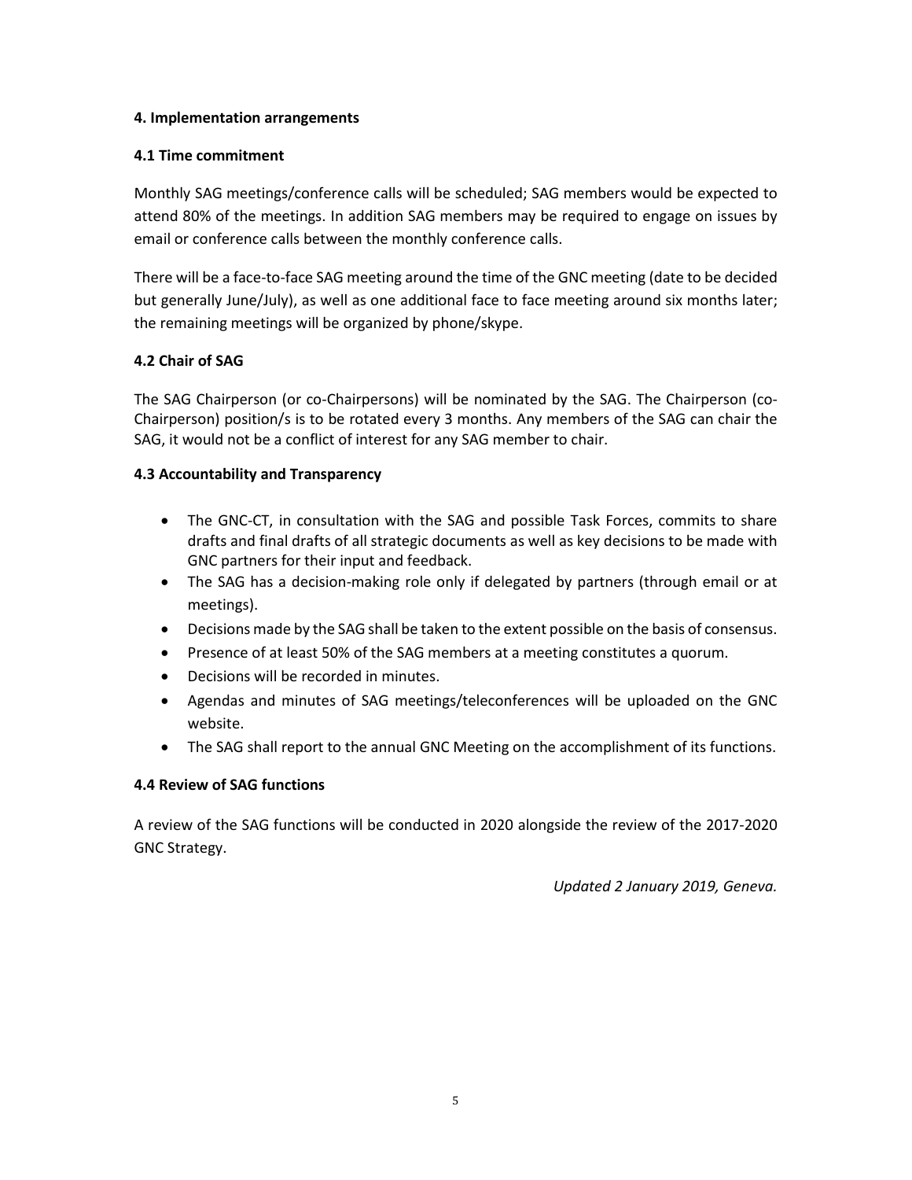## 4. Implementation arrangements

### 4.1 Time commitment

Monthly SAG meetings/conference calls will be scheduled; SAG members would be expected to attend 80% of the meetings. In addition SAG members may be required to engage on issues by email or conference calls between the monthly conference calls.

There will be a face-to-face SAG meeting around the time of the GNC meeting (date to be decided but generally June/July), as well as one additional face to face meeting around six months later; the remaining meetings will be organized by phone/skype.

### 4.2 Chair of SAG

The SAG Chairperson (or co-Chairpersons) will be nominated by the SAG. The Chairperson (co-Chairperson) position/s is to be rotated every 3 months. Any members of the SAG can chair the SAG, it would not be a conflict of interest for any SAG member to chair.

### 4.3 Accountability and Transparency

- The GNC-CT, in consultation with the SAG and possible Task Forces, commits to share drafts and final drafts of all strategic documents as well as key decisions to be made with GNC partners for their input and feedback.
- The SAG has a decision-making role only if delegated by partners (through email or at meetings).
- Decisions made by the SAG shall be taken to the extent possible on the basis of consensus.
- Presence of at least 50% of the SAG members at a meeting constitutes a quorum.
- Decisions will be recorded in minutes.
- Agendas and minutes of SAG meetings/teleconferences will be uploaded on the GNC website.
- The SAG shall report to the annual GNC Meeting on the accomplishment of its functions.

### 4.4 Review of SAG functions

A review of the SAG functions will be conducted in 2020 alongside the review of the 2017-2020 GNC Strategy.

*Updated 2 January 2019, Geneva.*